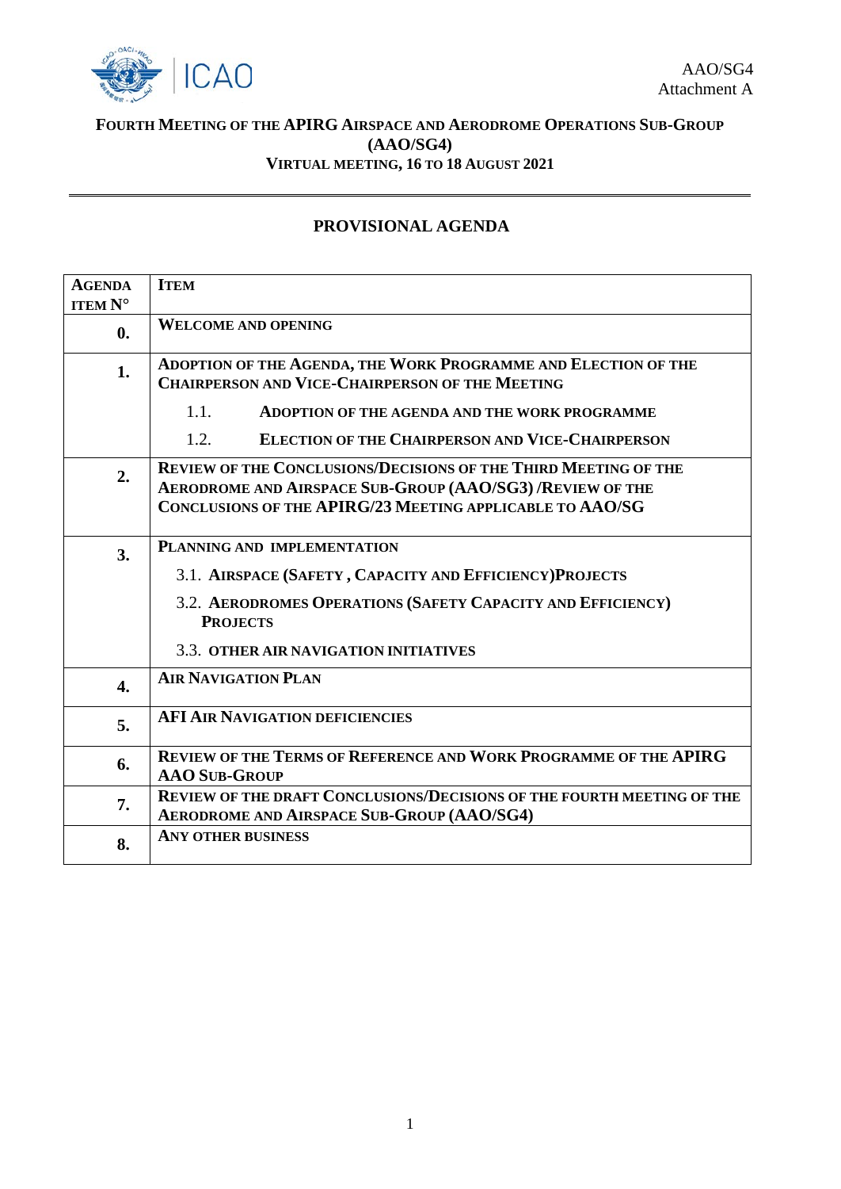AAO/SG4
Attachment A

**FOURTH MEETING OF THE APIRG AIRSPACE AND AERODROME OPERATIONS SUB-GROUP (AAO/SG4)**
**VIRTUAL MEETING, 16 TO 18 AUGUST 2021**

---

## PROVISIONAL AGENDA

| AGENDA ITEM N° | ITEM |
|---|---|
| **0.** | **WELCOME AND OPENING** |
| **1.** | **ADOPTION OF THE AGENDA, THE WORK PROGRAMME AND ELECTION OF THE CHAIRPERSON AND VICE-CHAIRPERSON OF THE MEETING**<br>1.1. **ADOPTION OF THE AGENDA AND THE WORK PROGRAMME**<br>1.2. **ELECTION OF THE CHAIRPERSON AND VICE-CHAIRPERSON** |
| **2.** | **REVIEW OF THE CONCLUSIONS/DECISIONS OF THE THIRD MEETING OF THE AERODROME AND AIRSPACE SUB-GROUP (AAO/SG3) /REVIEW OF THE CONCLUSIONS OF THE APIRG/23 MEETING APPLICABLE TO AAO/SG** |
| **3.** | **PLANNING AND IMPLEMENTATION**<br>3.1. **AIRSPACE (SAFETY , CAPACITY AND EFFICIENCY)PROJECTS**<br>3.2. **AERODROMES OPERATIONS (SAFETY CAPACITY AND EFFICIENCY) PROJECTS**<br>3.3. **OTHER AIR NAVIGATION INITIATIVES** |
| **4.** | **AIR NAVIGATION PLAN** |
| **5.** | **AFI AIR NAVIGATION DEFICIENCIES** |
| **6.** | **REVIEW OF THE TERMS OF REFERENCE AND WORK PROGRAMME OF THE APIRG AAO SUB-GROUP** |
| **7.** | **REVIEW OF THE DRAFT CONCLUSIONS/DECISIONS OF THE FOURTH MEETING OF THE AERODROME AND AIRSPACE SUB-GROUP (AAO/SG4)** |
| **8.** | **ANY OTHER BUSINESS** |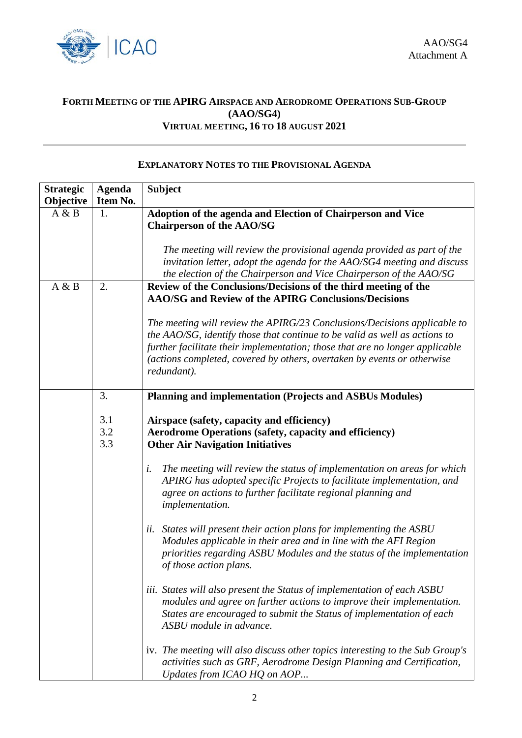AAO/SG4
Attachment A

**FORTH MEETING OF THE APIRG AIRSPACE AND AERODROME OPERATIONS SUB-GROUP (AAO/SG4)**
**VIRTUAL MEETING, 16 TO 18 AUGUST 2021**

---

**EXPLANATORY NOTES TO THE PROVISIONAL AGENDA**

| Strategic Objective | Agenda Item No. | Subject |
|---|---|---|
| A & B | 1. | **Adoption of the agenda and Election of Chairperson and Vice Chairperson of the AAO/SG**<br><br>*The meeting will review the provisional agenda provided as part of the invitation letter, adopt the agenda for the AAO/SG4 meeting and discuss the election of the Chairperson and Vice Chairperson of the AAO/SG* |
| A & B | 2. | **Review of the Conclusions/Decisions of the third meeting of the AAO/SG and Review of the APIRG Conclusions/Decisions**<br><br>*The meeting will review the APIRG/23 Conclusions/Decisions applicable to the AAO/SG, identify those that continue to be valid as well as actions to further facilitate their implementation; those that are no longer applicable (actions completed, covered by others, overtaken by events or otherwise redundant).* |
| | 3.<br><br>3.1<br>3.2<br>3.3 | **Planning and implementation (Projects and ASBUs Modules)**<br><br>**Airspace (safety, capacity and efficiency)**<br>**Aerodrome Operations (safety, capacity and efficiency)**<br>**Other Air Navigation Initiatives**<br><br>*i. The meeting will review the status of implementation on areas for which APIRG has adopted specific Projects to facilitate implementation, and agree on actions to further facilitate regional planning and implementation.*<br><br>*ii. States will present their action plans for implementing the ASBU Modules applicable in their area and in line with the AFI Region priorities regarding ASBU Modules and the status of the implementation of those action plans.*<br><br>*iii. States will also present the Status of implementation of each ASBU modules and agree on further actions to improve their implementation. States are encouraged to submit the Status of implementation of each ASBU module in advance.*<br><br>iv. *The meeting will also discuss other topics interesting to the Sub Group's activities such as GRF, Aerodrome Design Planning and Certification, Updates from ICAO HQ on AOP...* |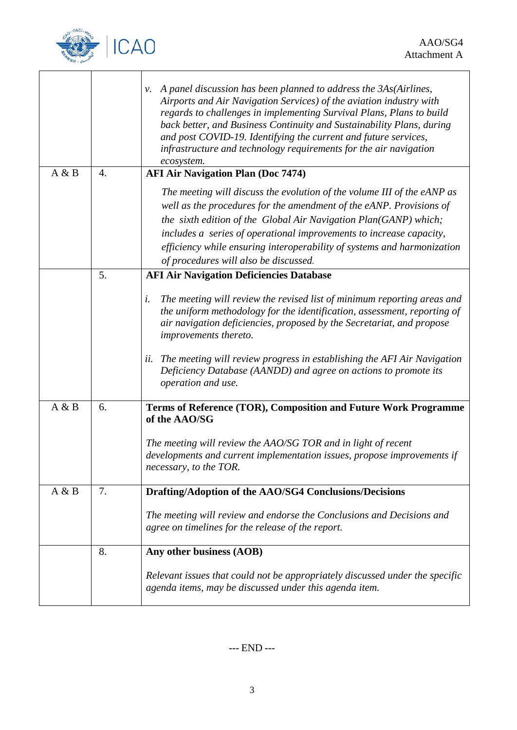| | | |
|---|---|---|
| | | *v. A panel discussion has been planned to address the 3As(Airlines, Airports and Air Navigation Services) of the aviation industry with regards to challenges in implementing Survival Plans, Plans to build back better, and Business Continuity and Sustainability Plans, during and post COVID-19. Identifying the current and future services, infrastructure and technology requirements for the air navigation ecosystem.* |
| A & B | 4. | **AFI Air Navigation Plan (Doc 7474)**<br><br>*The meeting will discuss the evolution of the volume III of the eANP as well as the procedures for the amendment of the eANP. Provisions of the sixth edition of the Global Air Navigation Plan(GANP) which; includes a series of operational improvements to increase capacity, efficiency while ensuring interoperability of systems and harmonization of procedures will also be discussed.* |
| | 5. | **AFI Air Navigation Deficiencies Database**<br><br>*i. The meeting will review the revised list of minimum reporting areas and the uniform methodology for the identification, assessment, reporting of air navigation deficiencies, proposed by the Secretariat, and propose improvements thereto.*<br><br>*ii. The meeting will review progress in establishing the AFI Air Navigation Deficiency Database (AANDD) and agree on actions to promote its operation and use.* |
| A & B | 6. | **Terms of Reference (TOR), Composition and Future Work Programme of the AAO/SG**<br><br>*The meeting will review the AAO/SG TOR and in light of recent developments and current implementation issues, propose improvements if necessary, to the TOR.* |
| A & B | 7. | **Drafting/Adoption of the AAO/SG4 Conclusions/Decisions**<br><br>*The meeting will review and endorse the Conclusions and Decisions and agree on timelines for the release of the report.* |
| | 8. | **Any other business (AOB)**<br><br>*Relevant issues that could not be appropriately discussed under the specific agenda items, may be discussed under this agenda item.* |

--- END ---